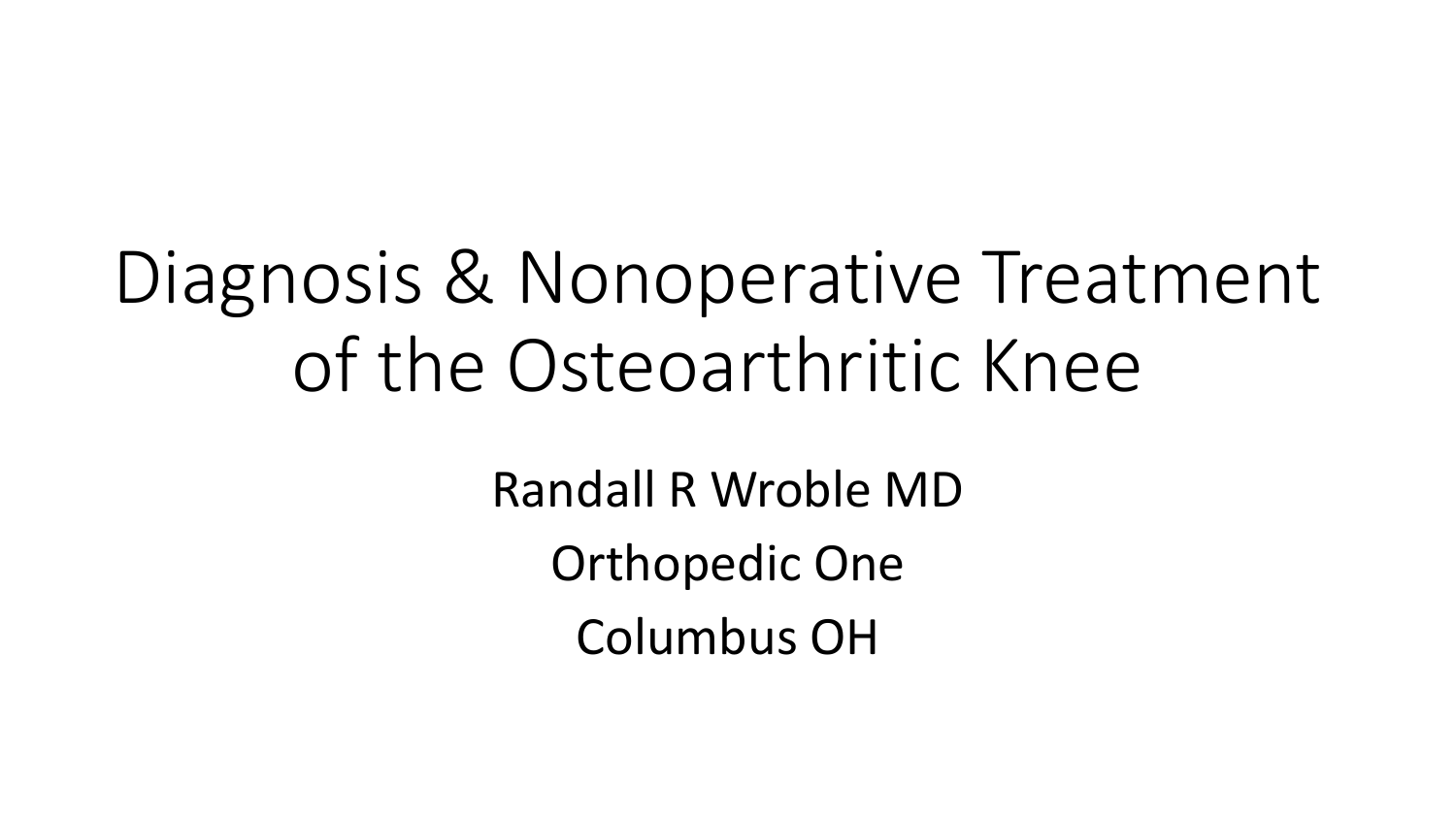# Diagnosis & Nonoperative Treatment of the Osteoarthritic Knee

Randall R Wroble MD

Orthopedic One

Columbus OH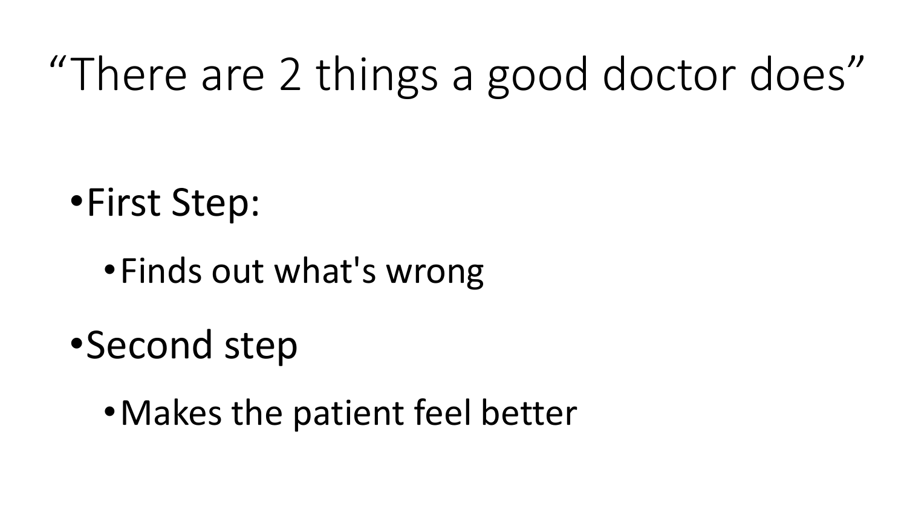# “There are 2 things a good doctor does”

- First Step:
  - Finds out what's wrong
- Second step
  - Makes the patient feel better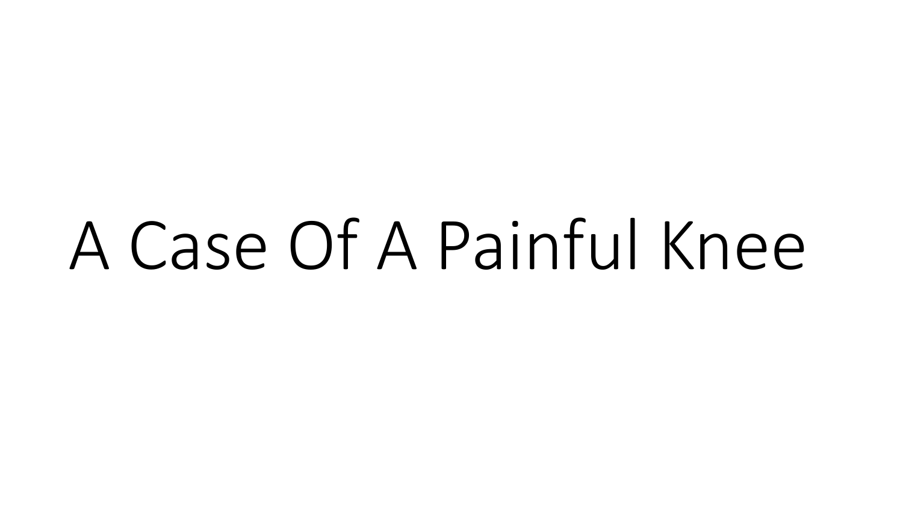# A Case Of A Painful Knee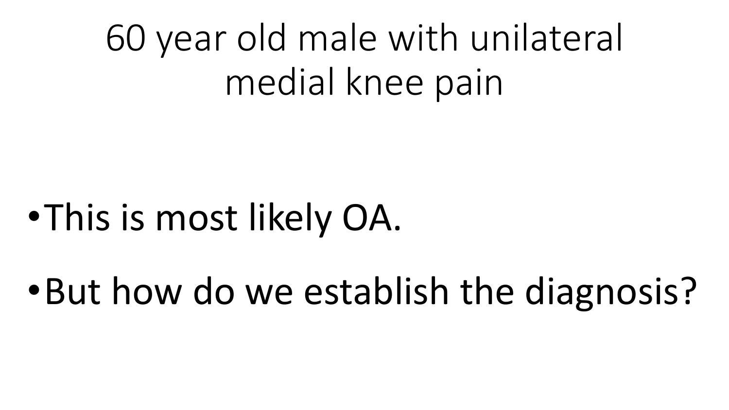# 60 year old male with unilateral medial knee pain

- This is most likely OA.
- But how do we establish the diagnosis?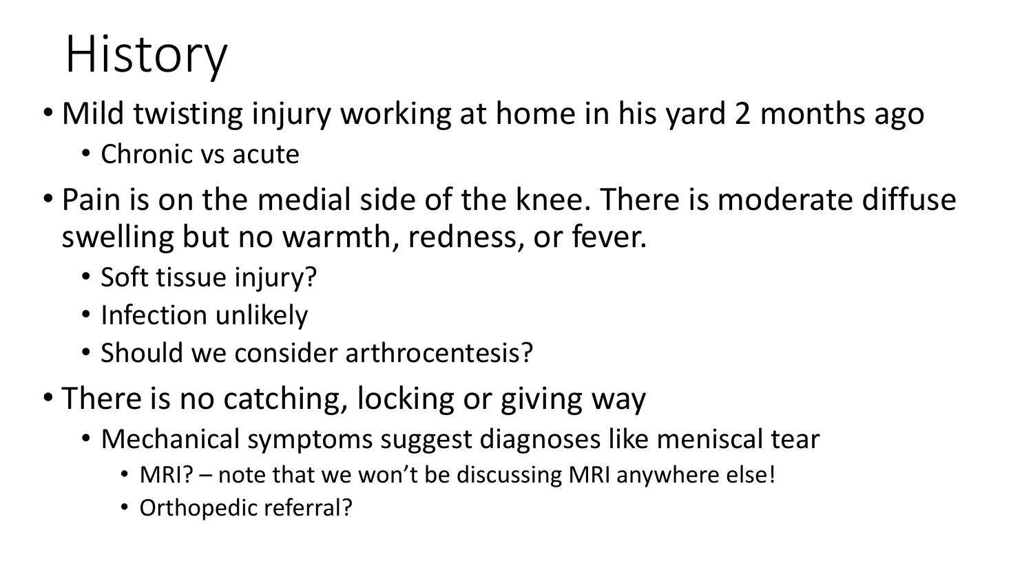# History

- Mild twisting injury working at home in his yard 2 months ago
  - Chronic vs acute
- Pain is on the medial side of the knee. There is moderate diffuse swelling but no warmth, redness, or fever.
  - Soft tissue injury?
  - Infection unlikely
  - Should we consider arthrocentesis?
- There is no catching, locking or giving way
  - Mechanical symptoms suggest diagnoses like meniscal tear
    - MRI? – note that we won't be discussing MRI anywhere else!
    - Orthopedic referral?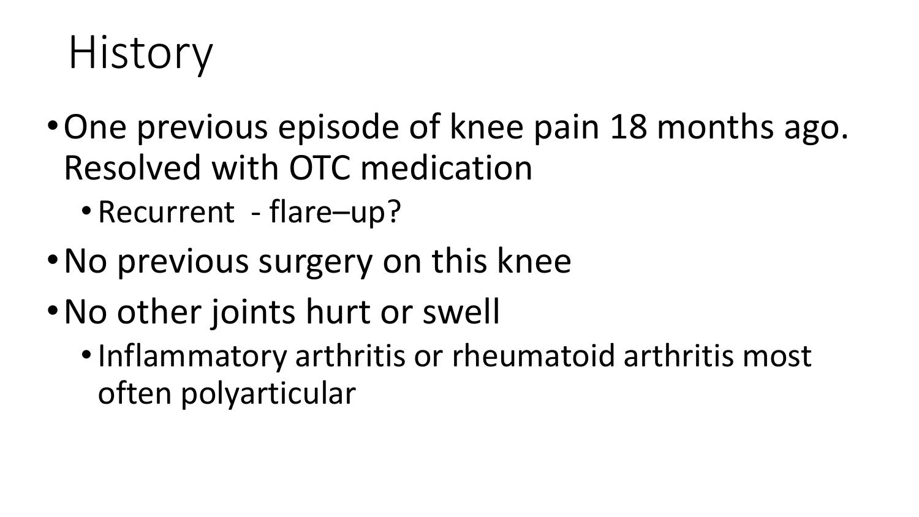# History

- One previous episode of knee pain 18 months ago. Resolved with OTC medication
  - Recurrent - flare–up?
- No previous surgery on this knee
- No other joints hurt or swell
  - Inflammatory arthritis or rheumatoid arthritis most often polyarticular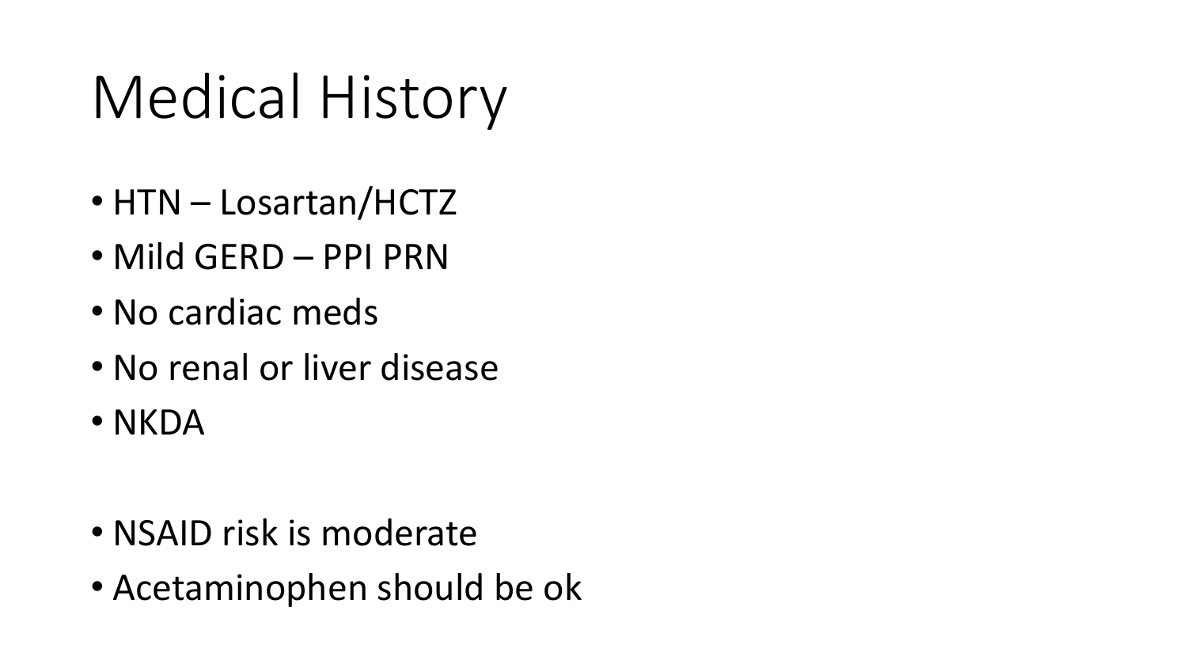# Medical History

- HTN – Losartan/HCTZ
- Mild GERD – PPI PRN
- No cardiac meds
- No renal or liver disease
- NKDA

- NSAID risk is moderate
- Acetaminophen should be ok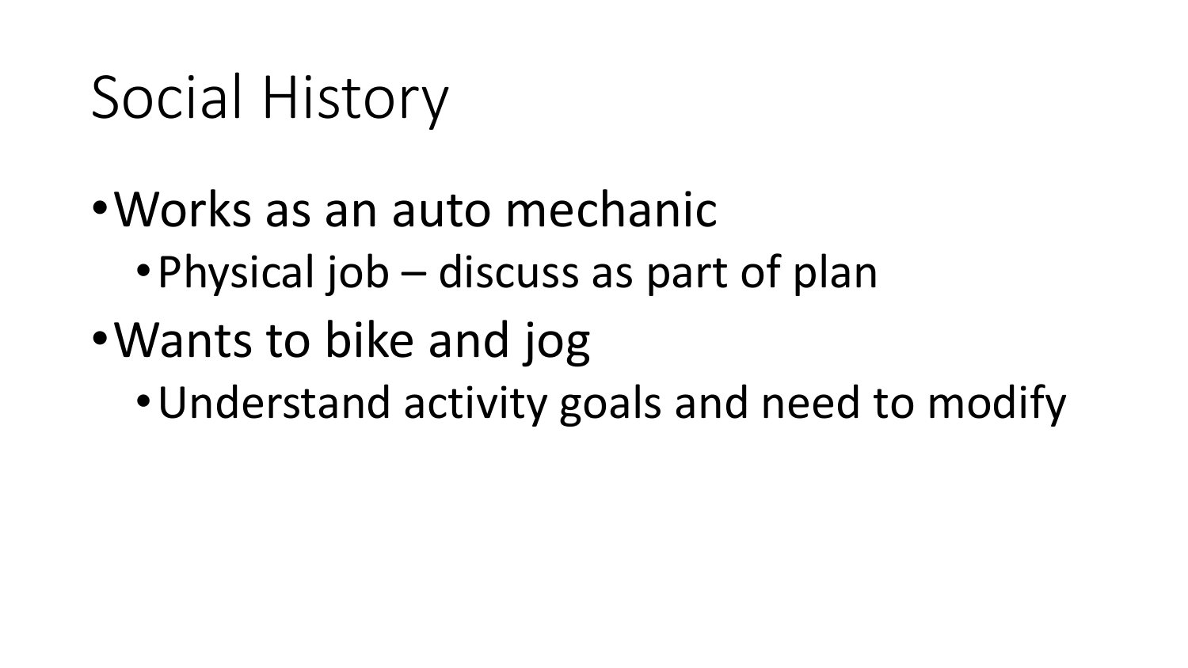# Social History

- Works as an auto mechanic
  - Physical job – discuss as part of plan
- Wants to bike and jog
  - Understand activity goals and need to modify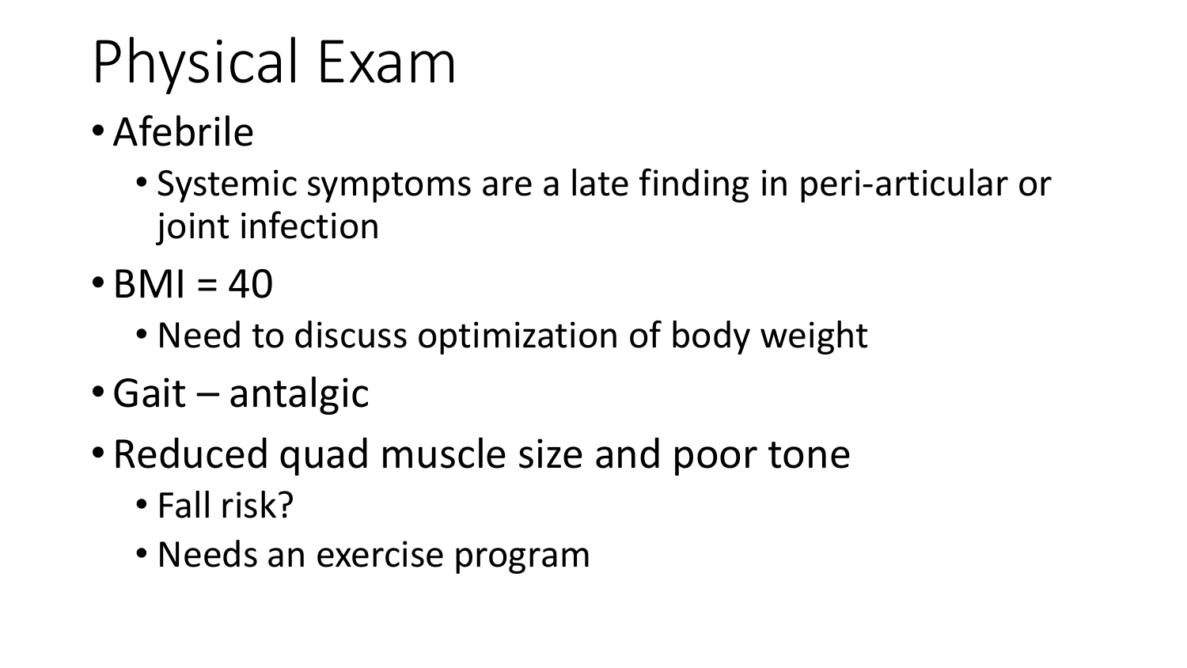# Physical Exam

- Afebrile
  - Systemic symptoms are a late finding in peri-articular or joint infection
- BMI = 40
  - Need to discuss optimization of body weight
- Gait – antalgic
- Reduced quad muscle size and poor tone
  - Fall risk?
  - Needs an exercise program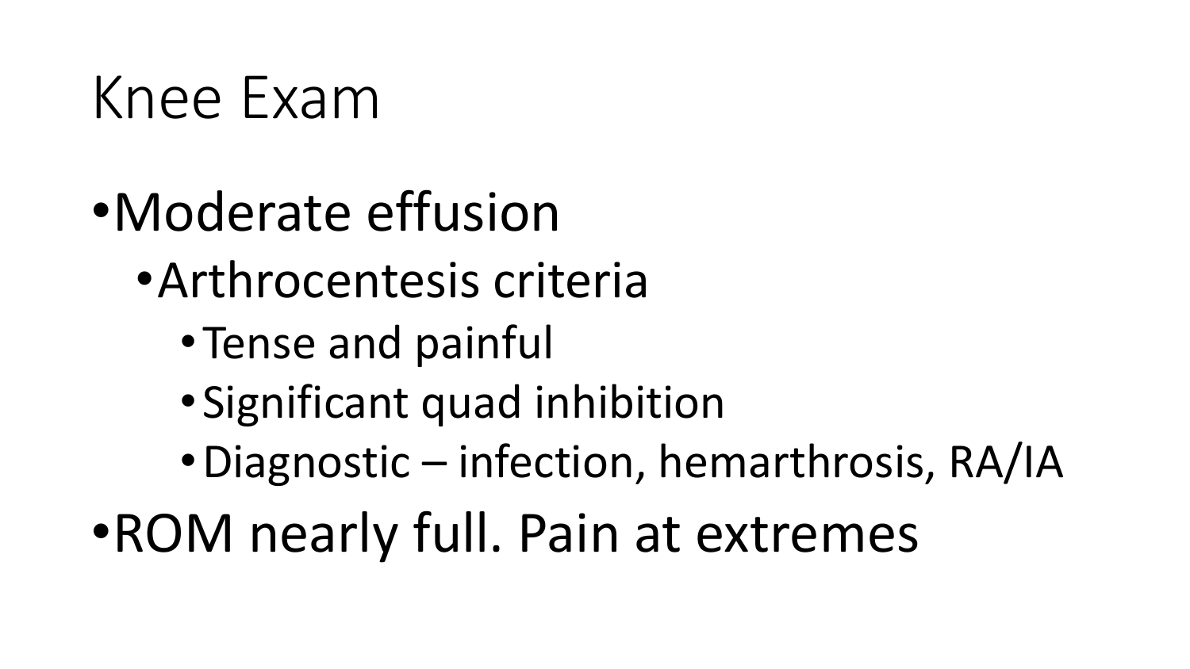# Knee Exam

- Moderate effusion
  - Arthrocentesis criteria
    - Tense and painful
    - Significant quad inhibition
    - Diagnostic – infection, hemarthrosis, RA/IA
- ROM nearly full. Pain at extremes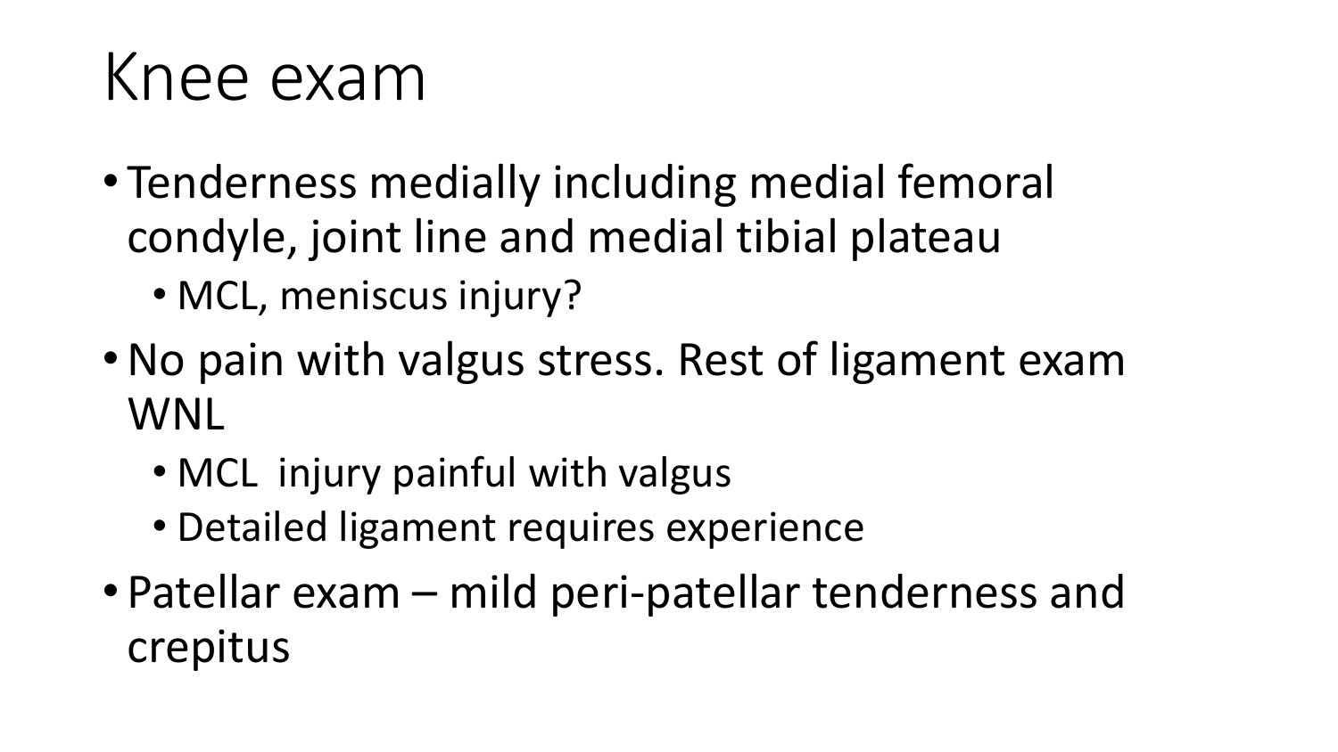# Knee exam

- Tenderness medially including medial femoral condyle, joint line and medial tibial plateau
  - MCL, meniscus injury?
- No pain with valgus stress. Rest of ligament exam WNL
  - MCL  injury painful with valgus
  - Detailed ligament requires experience
- Patellar exam – mild peri-patellar tenderness and crepitus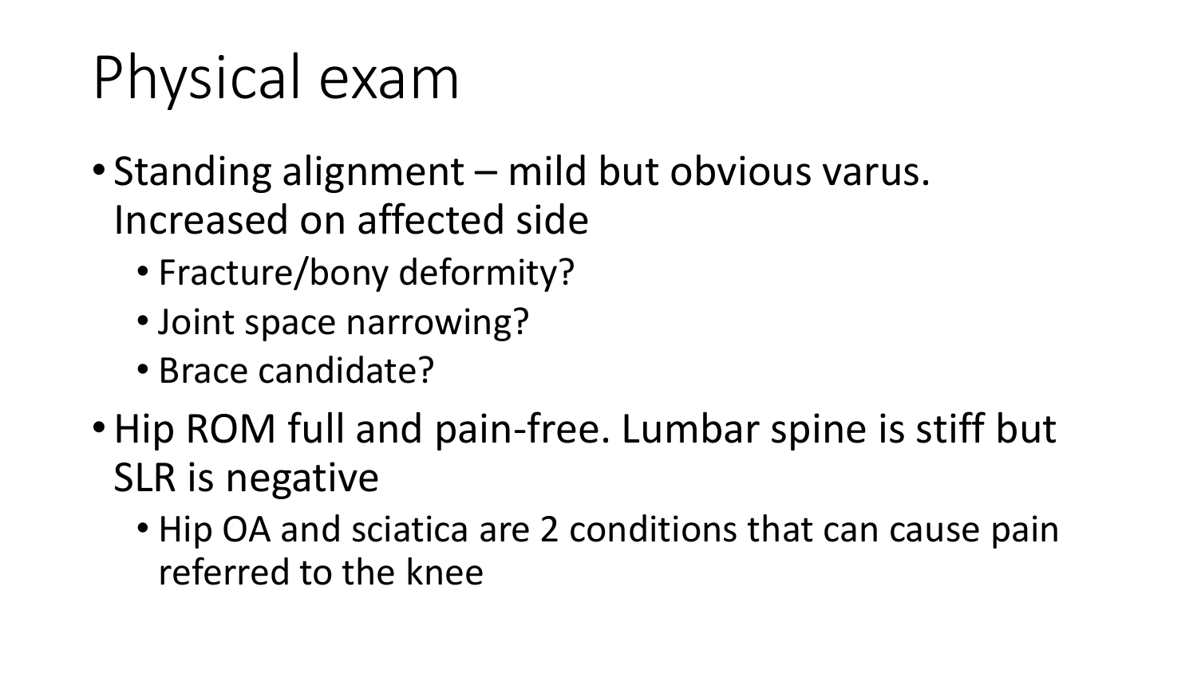# Physical exam

- Standing alignment – mild but obvious varus. Increased on affected side
  - Fracture/bony deformity?
  - Joint space narrowing?
  - Brace candidate?
- Hip ROM full and pain-free. Lumbar spine is stiff but SLR is negative
  - Hip OA and sciatica are 2 conditions that can cause pain referred to the knee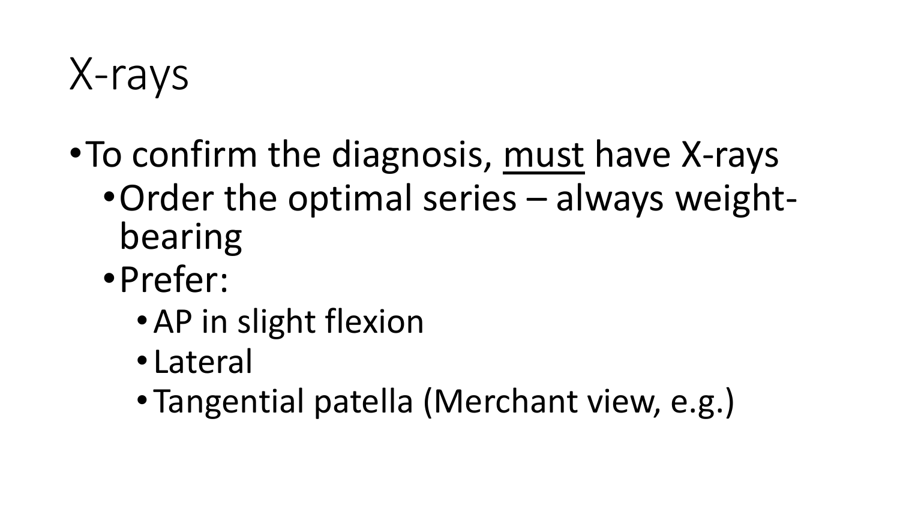# X-rays

- To confirm the diagnosis, <u>must</u> have X-rays
  - Order the optimal series – always weight-bearing
  - Prefer:
    - AP in slight flexion
    - Lateral
    - Tangential patella (Merchant view, e.g.)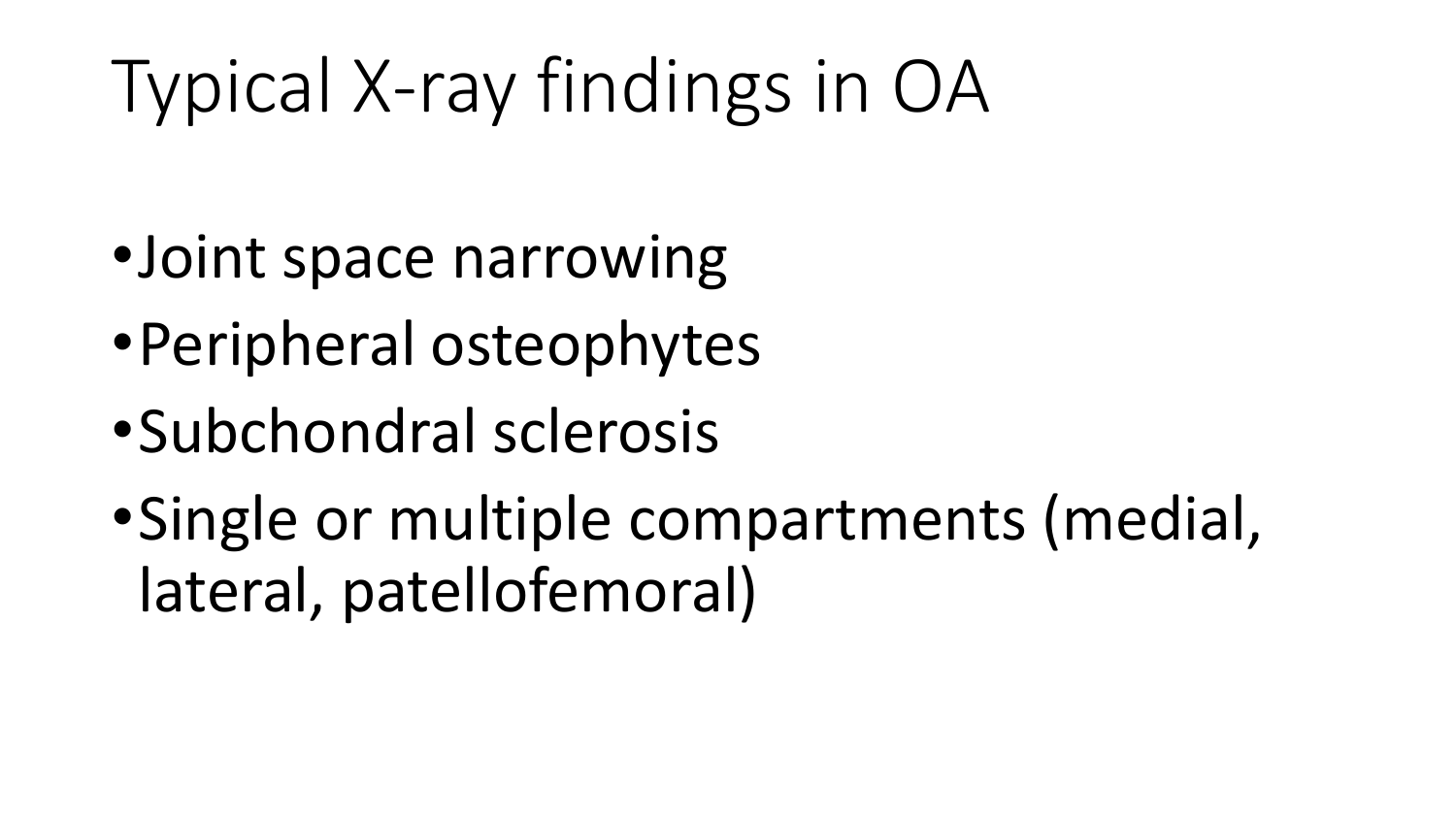# Typical X-ray findings in OA

- Joint space narrowing
- Peripheral osteophytes
- Subchondral sclerosis
- Single or multiple compartments (medial, lateral, patellofemoral)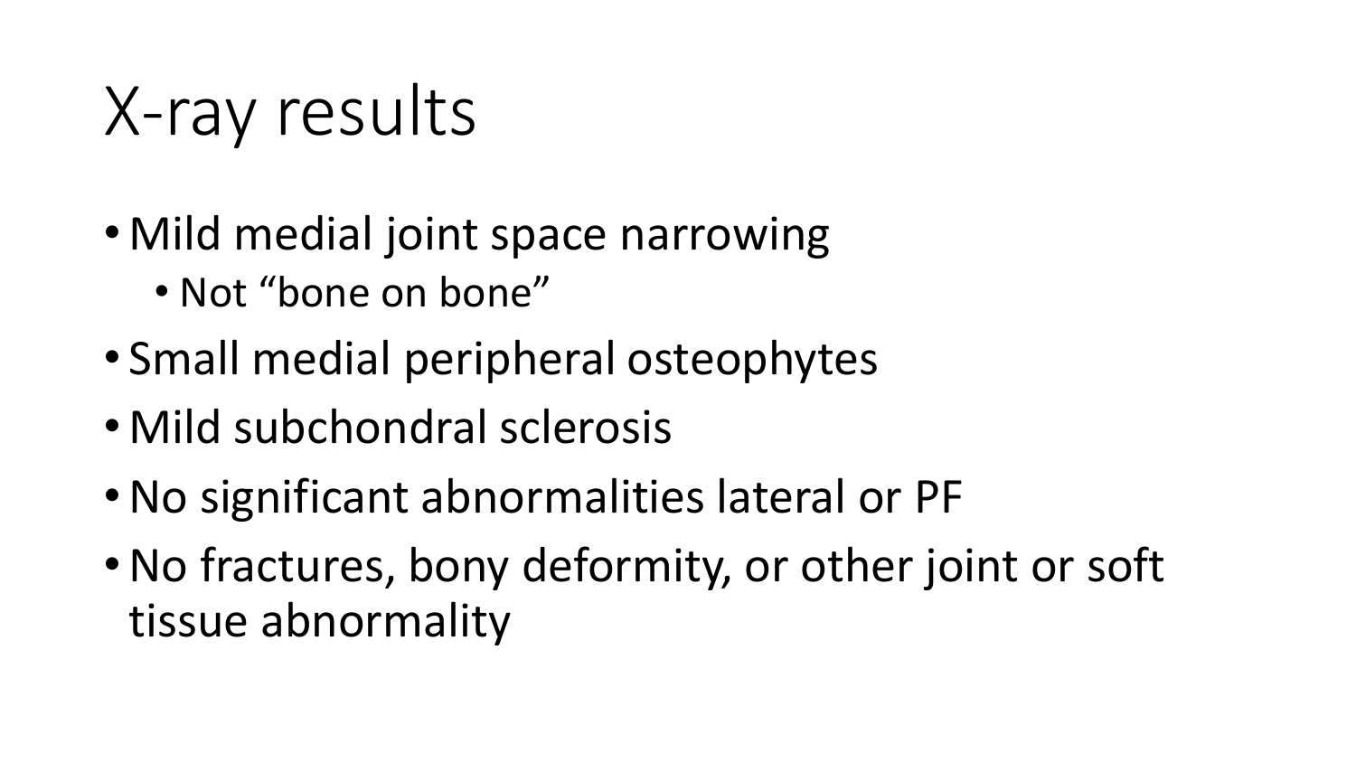# X-ray results

- Mild medial joint space narrowing
  - Not “bone on bone”
- Small medial peripheral osteophytes
- Mild subchondral sclerosis
- No significant abnormalities lateral or PF
- No fractures, bony deformity, or other joint or soft tissue abnormality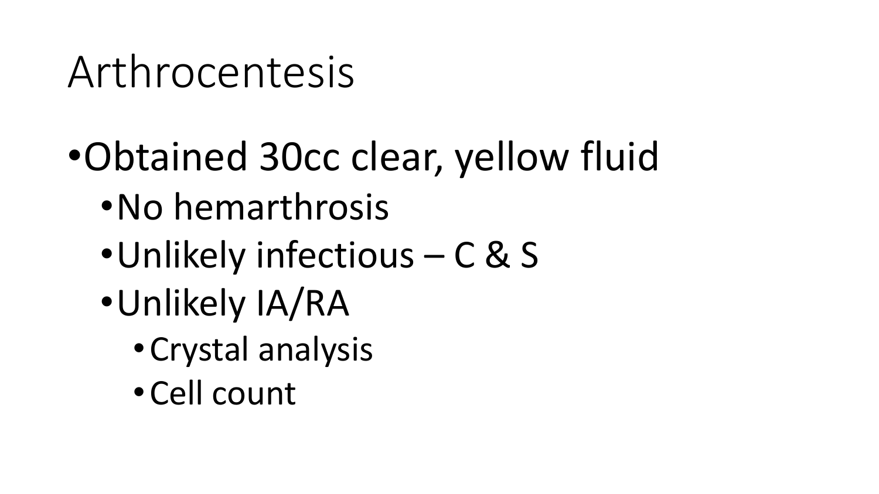# Arthrocentesis

- Obtained 30cc clear, yellow fluid
  - No hemarthrosis
  - Unlikely infectious – C & S
  - Unlikely IA/RA
    - Crystal analysis
    - Cell count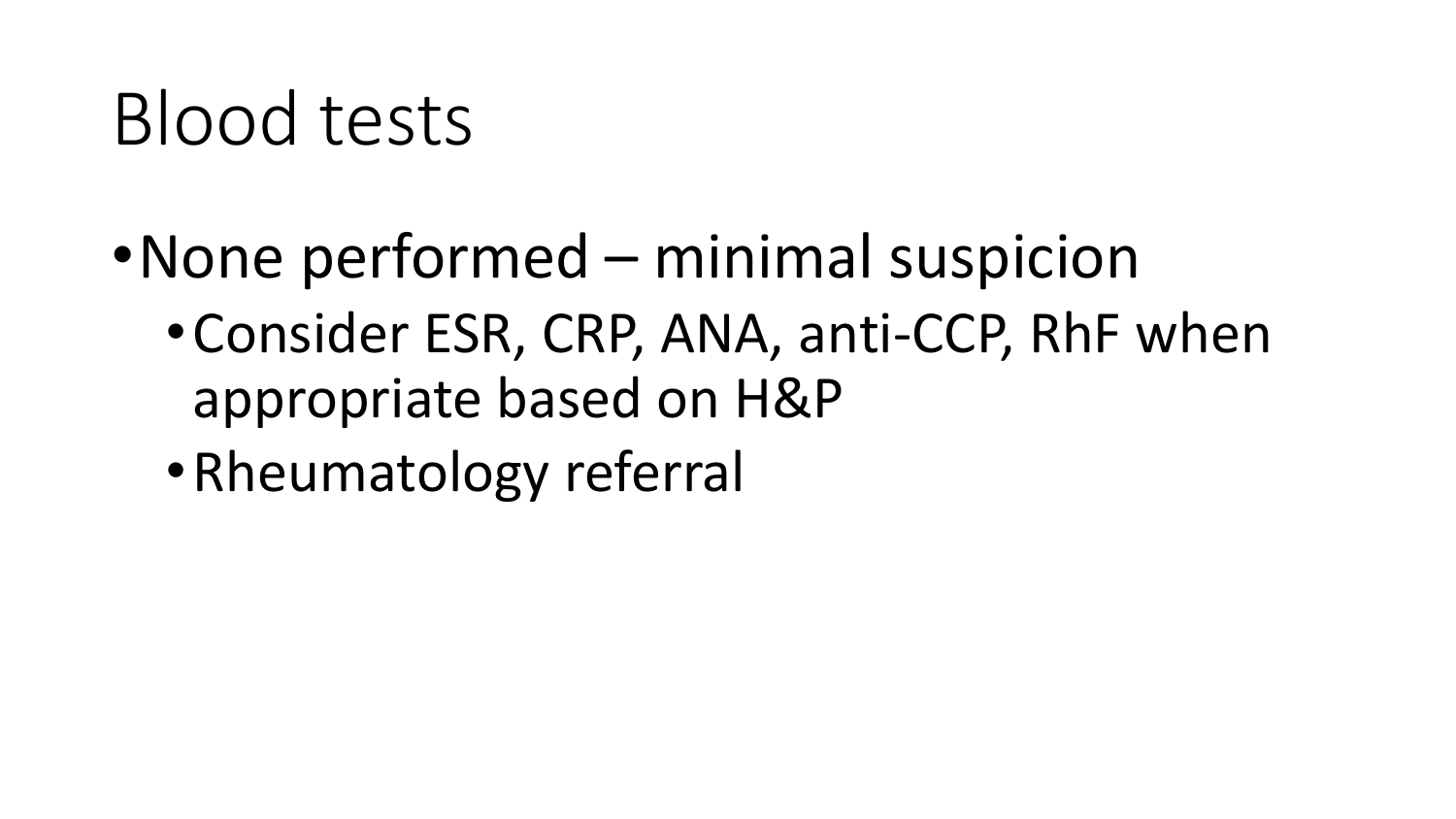# Blood tests

- None performed – minimal suspicion
  - Consider ESR, CRP, ANA, anti-CCP, RhF when appropriate based on H&P
  - Rheumatology referral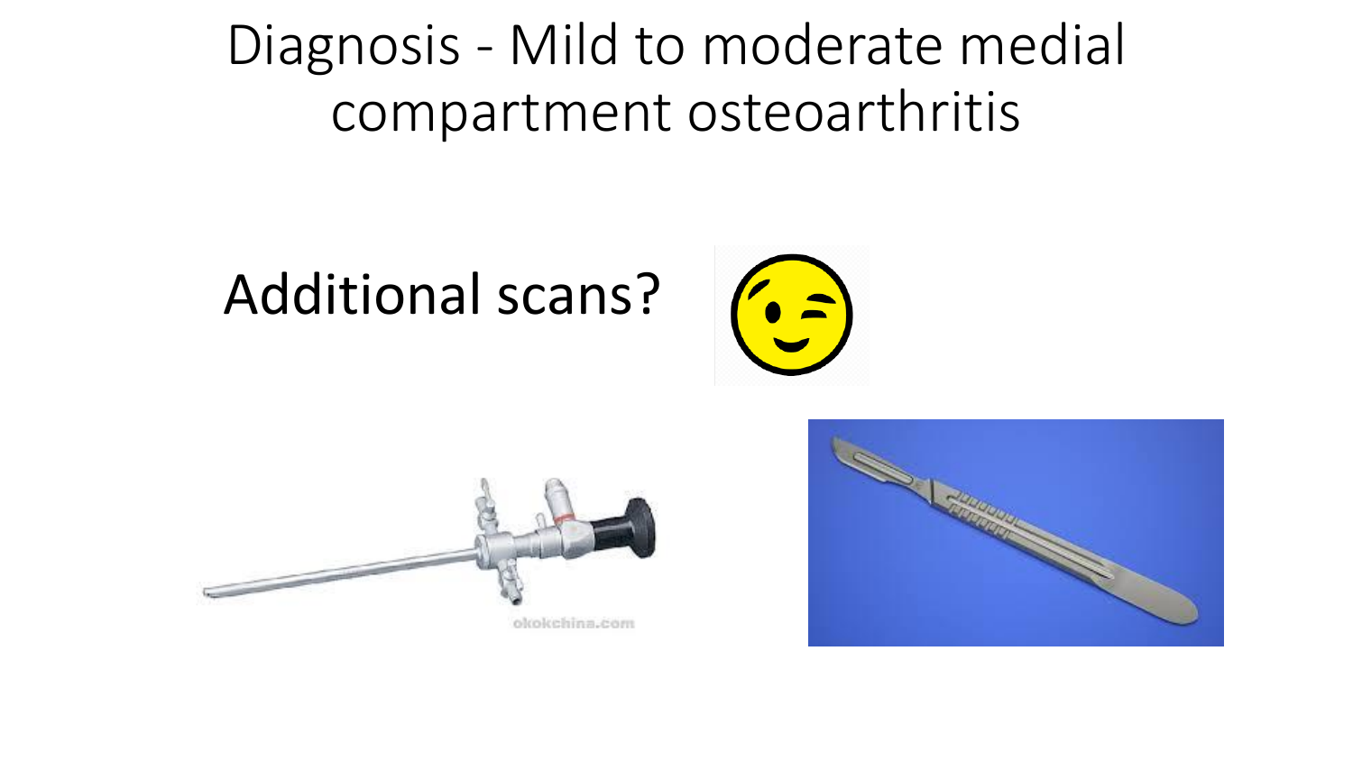# Diagnosis - Mild to moderate medial compartment osteoarthritis

Additional scans?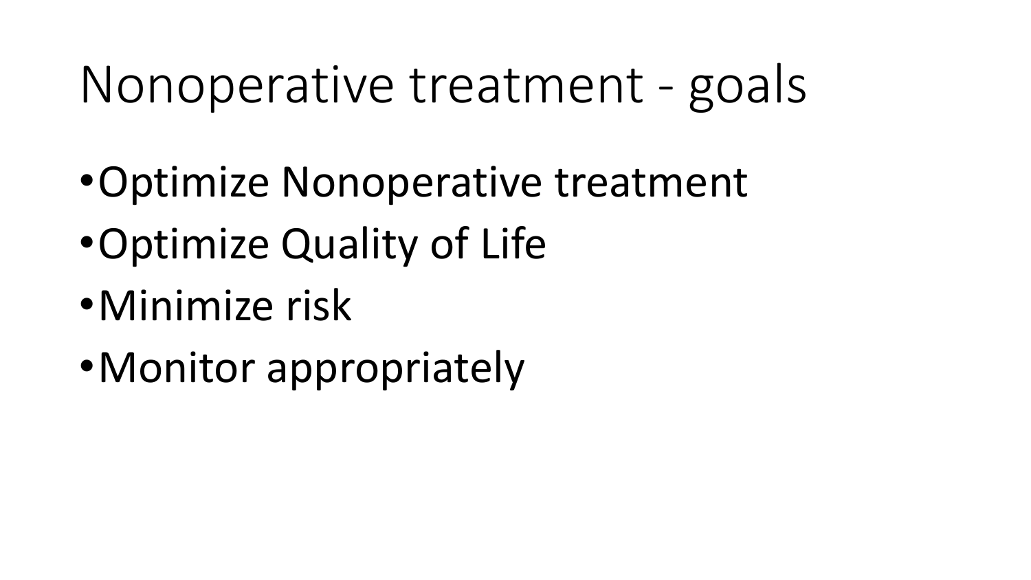# Nonoperative treatment - goals

- Optimize Nonoperative treatment
- Optimize Quality of Life
- Minimize risk
- Monitor appropriately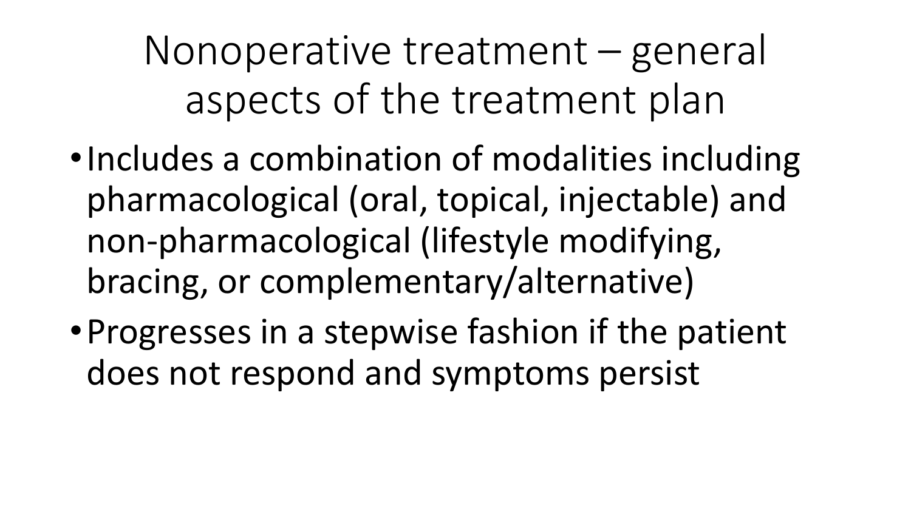# Nonoperative treatment – general aspects of the treatment plan

- Includes a combination of modalities including pharmacological (oral, topical, injectable) and non-pharmacological (lifestyle modifying, bracing, or complementary/alternative)
- Progresses in a stepwise fashion if the patient does not respond and symptoms persist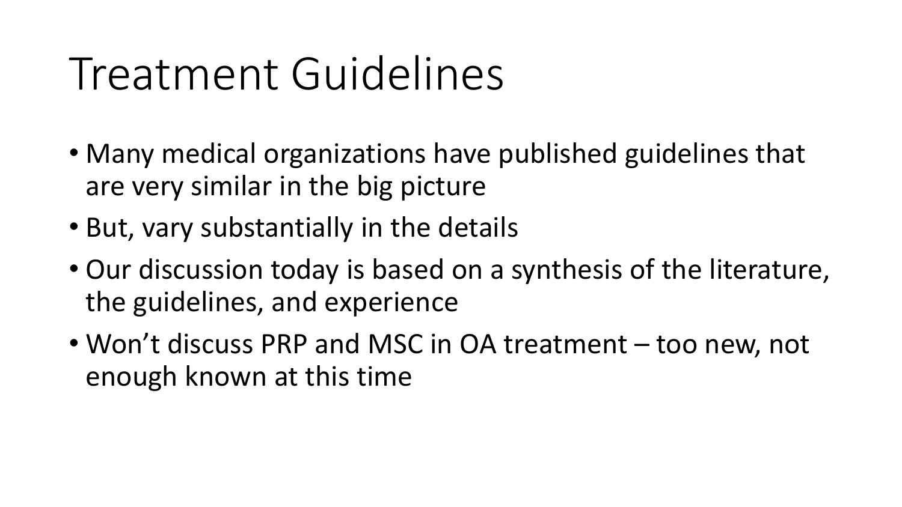# Treatment Guidelines

- Many medical organizations have published guidelines that are very similar in the big picture
- But, vary substantially in the details
- Our discussion today is based on a synthesis of the literature, the guidelines, and experience
- Won't discuss PRP and MSC in OA treatment – too new, not enough known at this time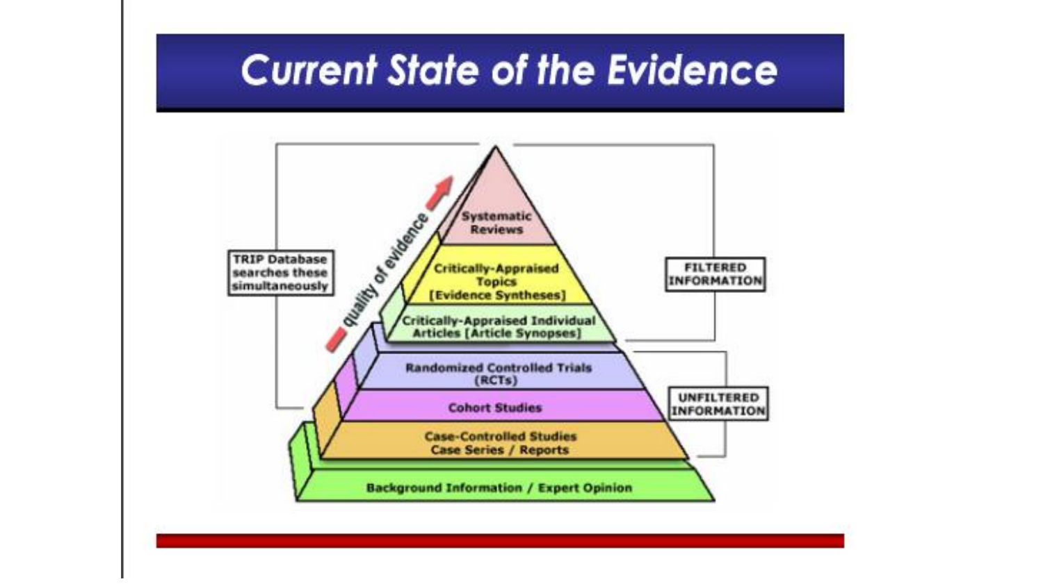# Current State of the Evidence

TRIP Database searches these simultaneously

quality of evidence

- Systematic Reviews
- Critically-Appraised Topics [Evidence Syntheses]
- Critically-Appraised Individual Articles [Article Synopses]
- Randomized Controlled Trials (RCTs)
- Cohort Studies
- Case-Controlled Studies / Case Series / Reports
- Background Information / Expert Opinion

FILTERED INFORMATION

UNFILTERED INFORMATION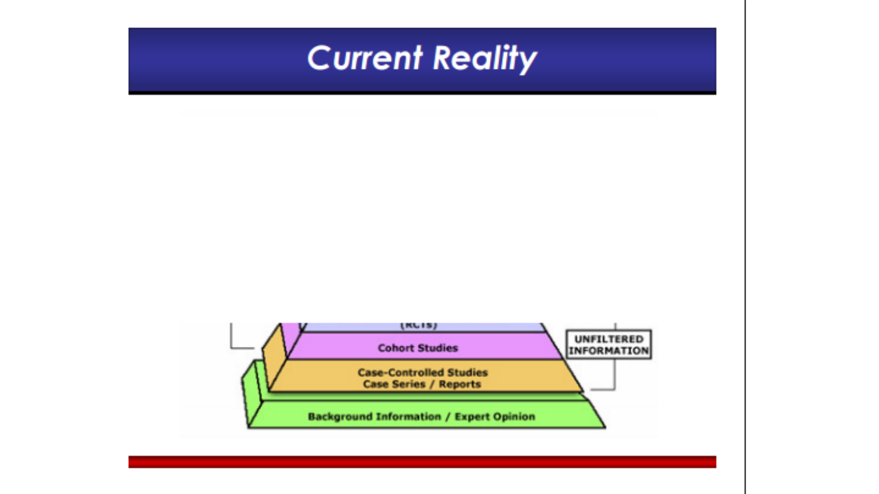# Current Reality

(RCTs)

Cohort Studies

Case-Controlled Studies
Case Series / Reports

Background Information / Expert Opinion

UNFILTERED INFORMATION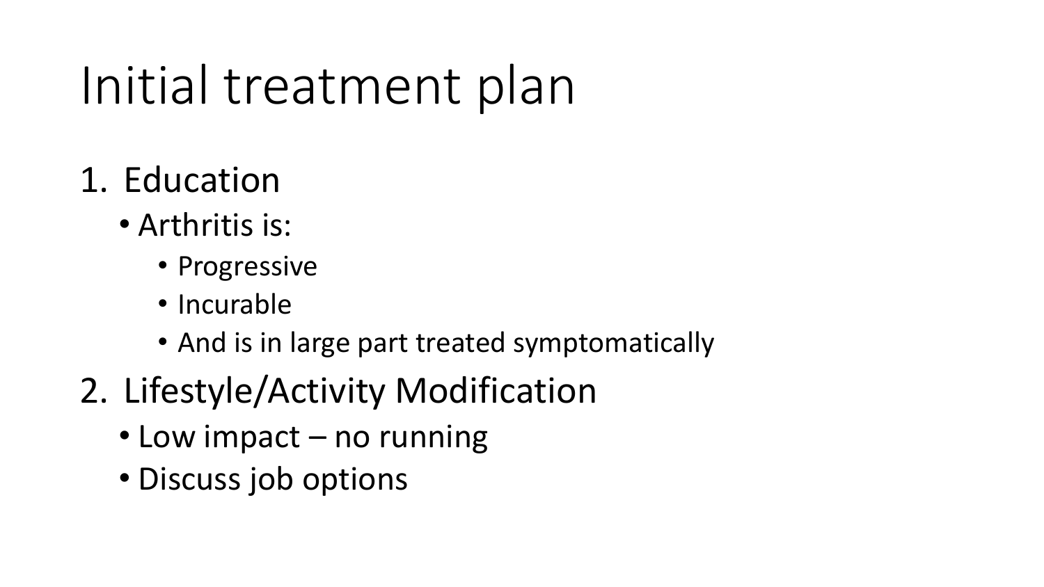# Initial treatment plan

1. Education
    - Arthritis is:
        - Progressive
        - Incurable
        - And is in large part treated symptomatically
2. Lifestyle/Activity Modification
    - Low impact – no running
    - Discuss job options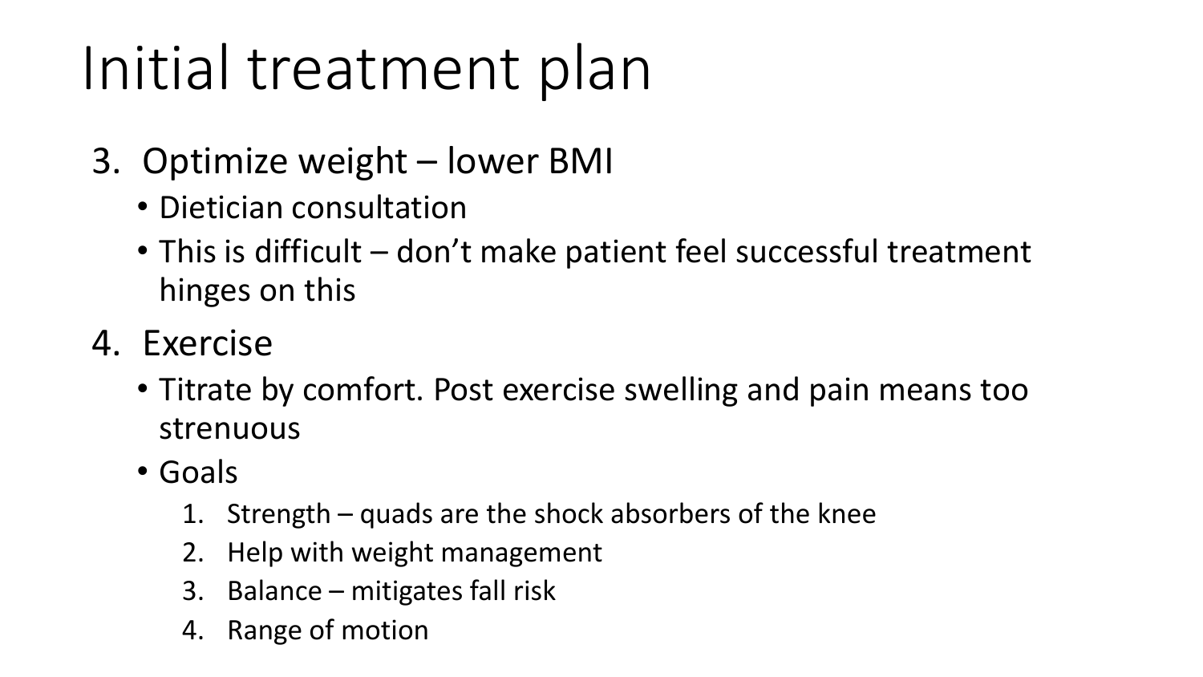# Initial treatment plan

3. Optimize weight – lower BMI
   - Dietician consultation
   - This is difficult – don't make patient feel successful treatment hinges on this
4. Exercise
   - Titrate by comfort. Post exercise swelling and pain means too strenuous
   - Goals
     1. Strength – quads are the shock absorbers of the knee
     2. Help with weight management
     3. Balance – mitigates fall risk
     4. Range of motion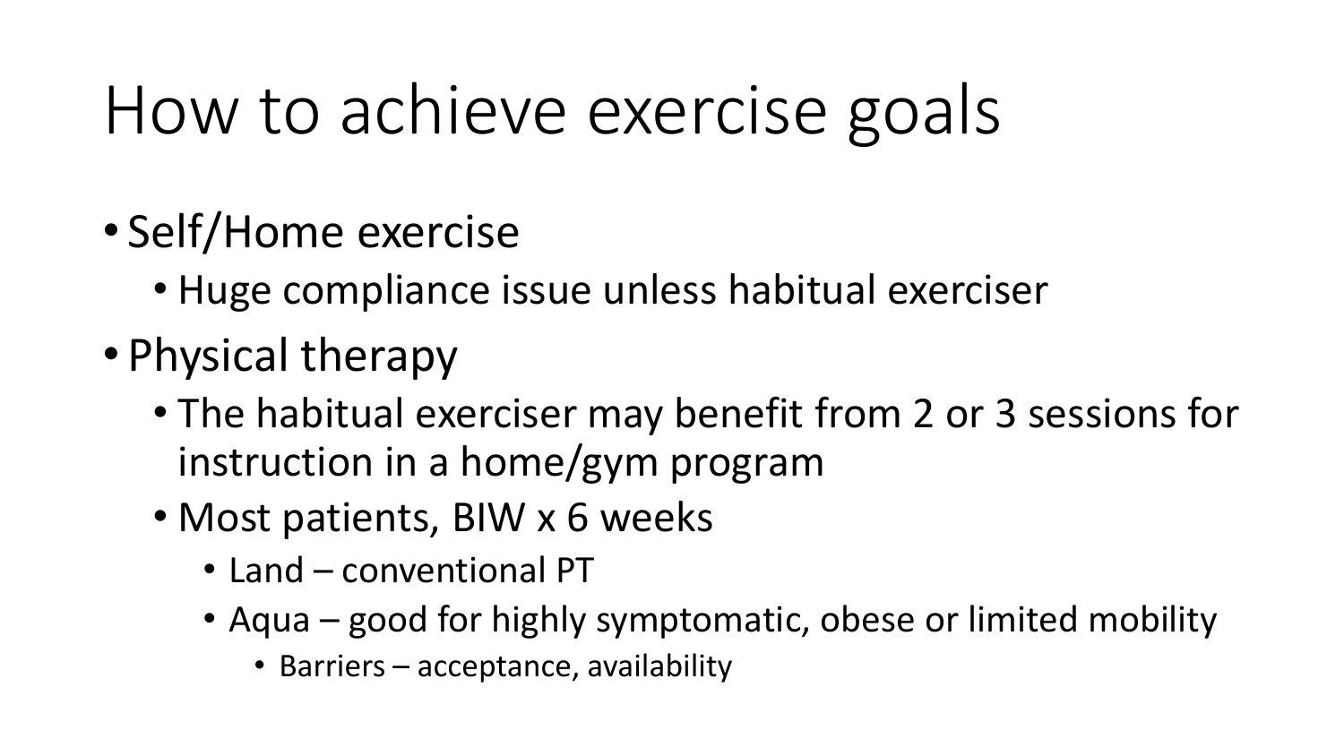# How to achieve exercise goals

- Self/Home exercise
  - Huge compliance issue unless habitual exerciser
- Physical therapy
  - The habitual exerciser may benefit from 2 or 3 sessions for instruction in a home/gym program
  - Most patients, BIW x 6 weeks
    - Land – conventional PT
    - Aqua – good for highly symptomatic, obese or limited mobility
      - Barriers – acceptance, availability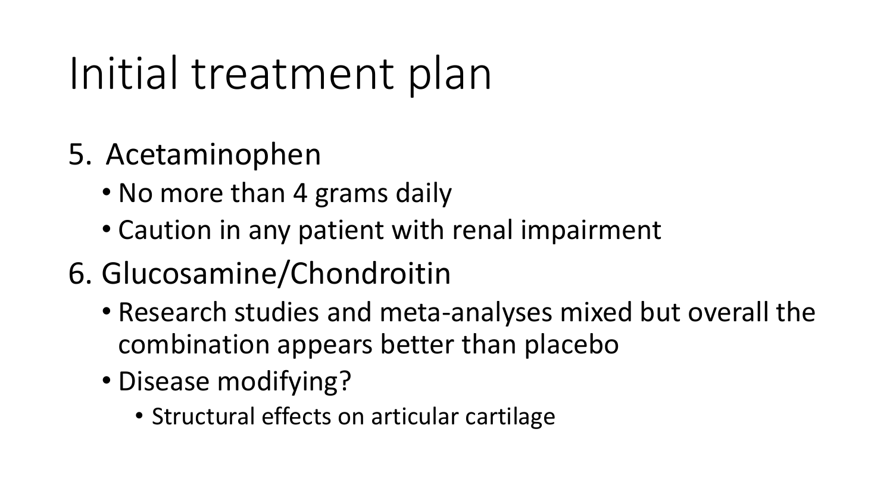# Initial treatment plan

5. Acetaminophen
   - No more than 4 grams daily
   - Caution in any patient with renal impairment
6. Glucosamine/Chondroitin
   - Research studies and meta-analyses mixed but overall the combination appears better than placebo
   - Disease modifying?
     - Structural effects on articular cartilage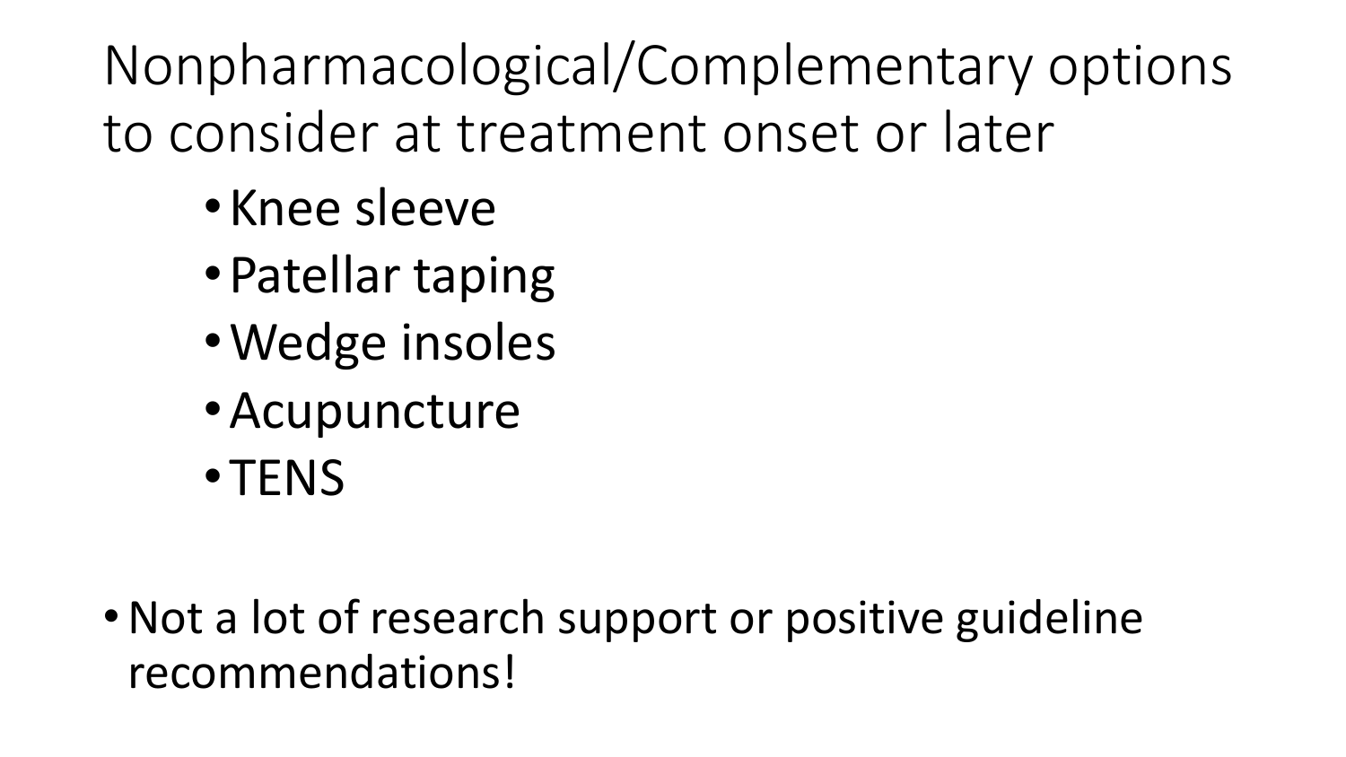# Nonpharmacological/Complementary options to consider at treatment onset or later

- Knee sleeve
- Patellar taping
- Wedge insoles
- Acupuncture
- TENS

- Not a lot of research support or positive guideline recommendations!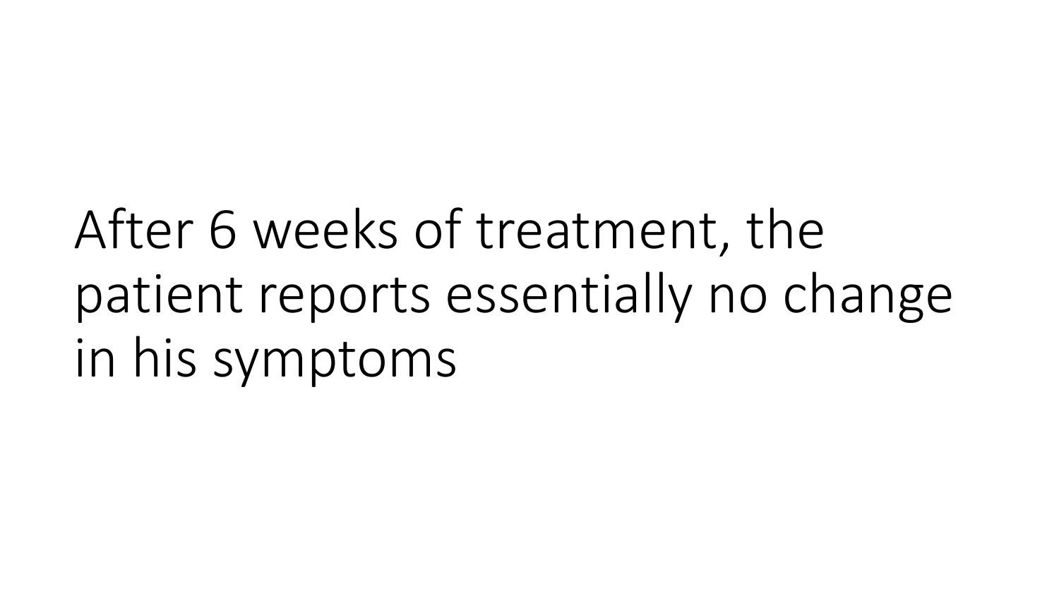After 6 weeks of treatment, the patient reports essentially no change in his symptoms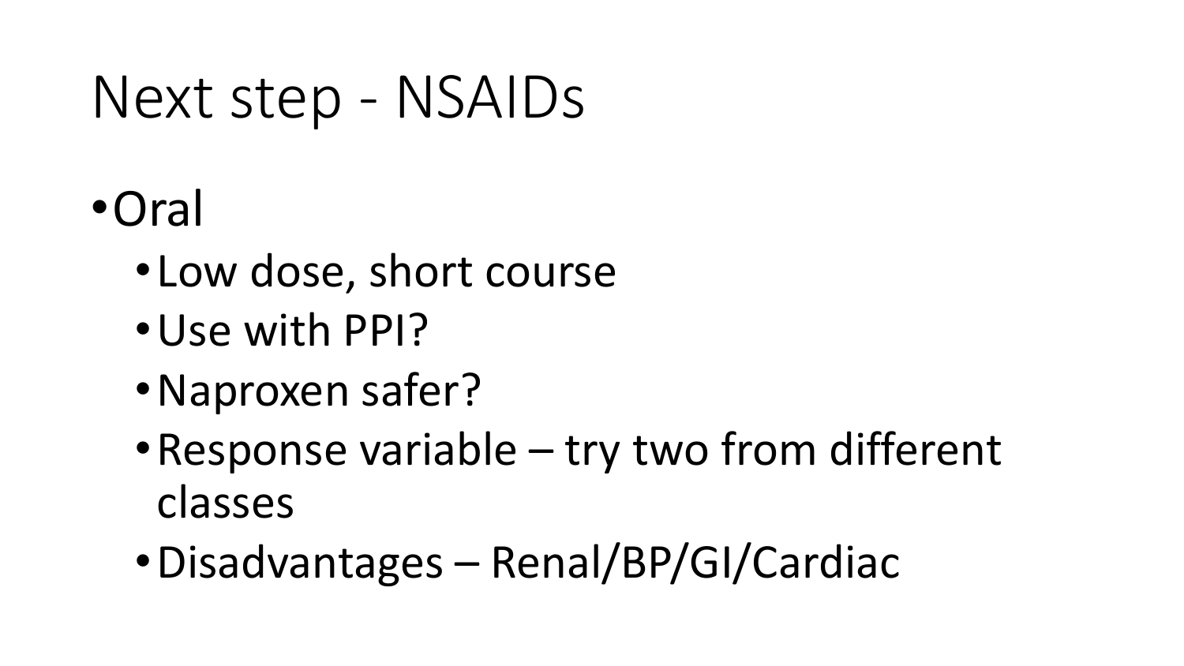# Next step - NSAIDs

- Oral
  - Low dose, short course
  - Use with PPI?
  - Naproxen safer?
  - Response variable – try two from different classes
  - Disadvantages – Renal/BP/GI/Cardiac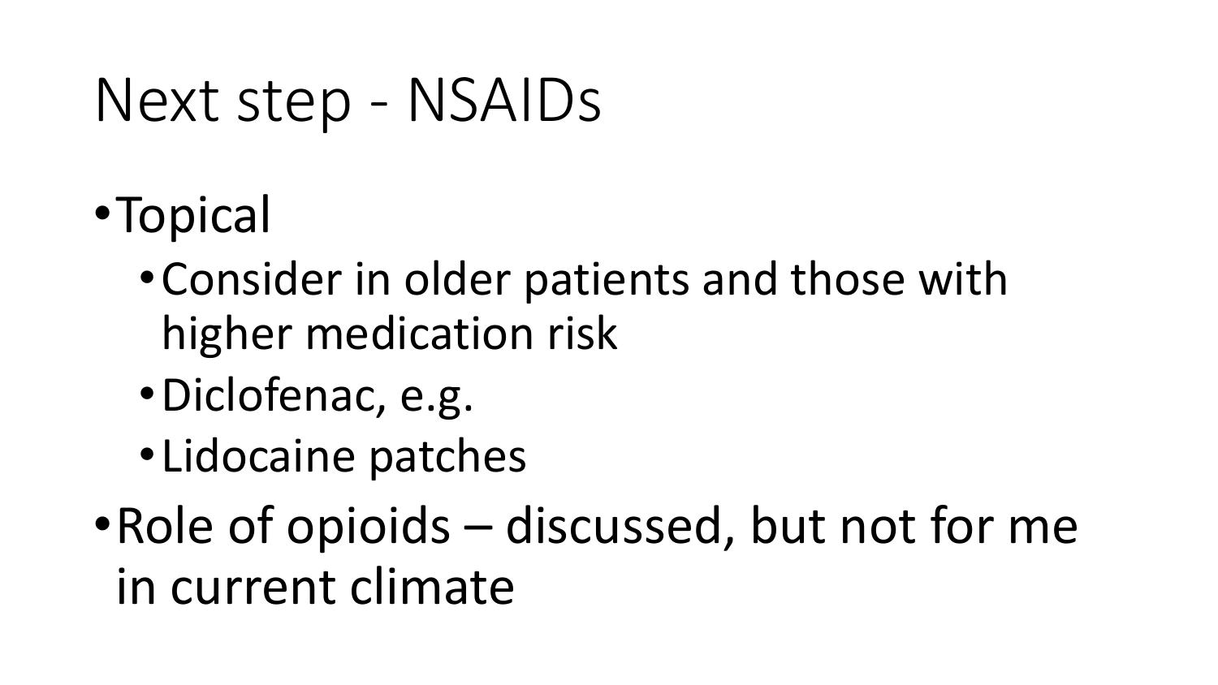# Next step - NSAIDs

- Topical
  - Consider in older patients and those with higher medication risk
  - Diclofenac, e.g.
  - Lidocaine patches
- Role of opioids – discussed, but not for me in current climate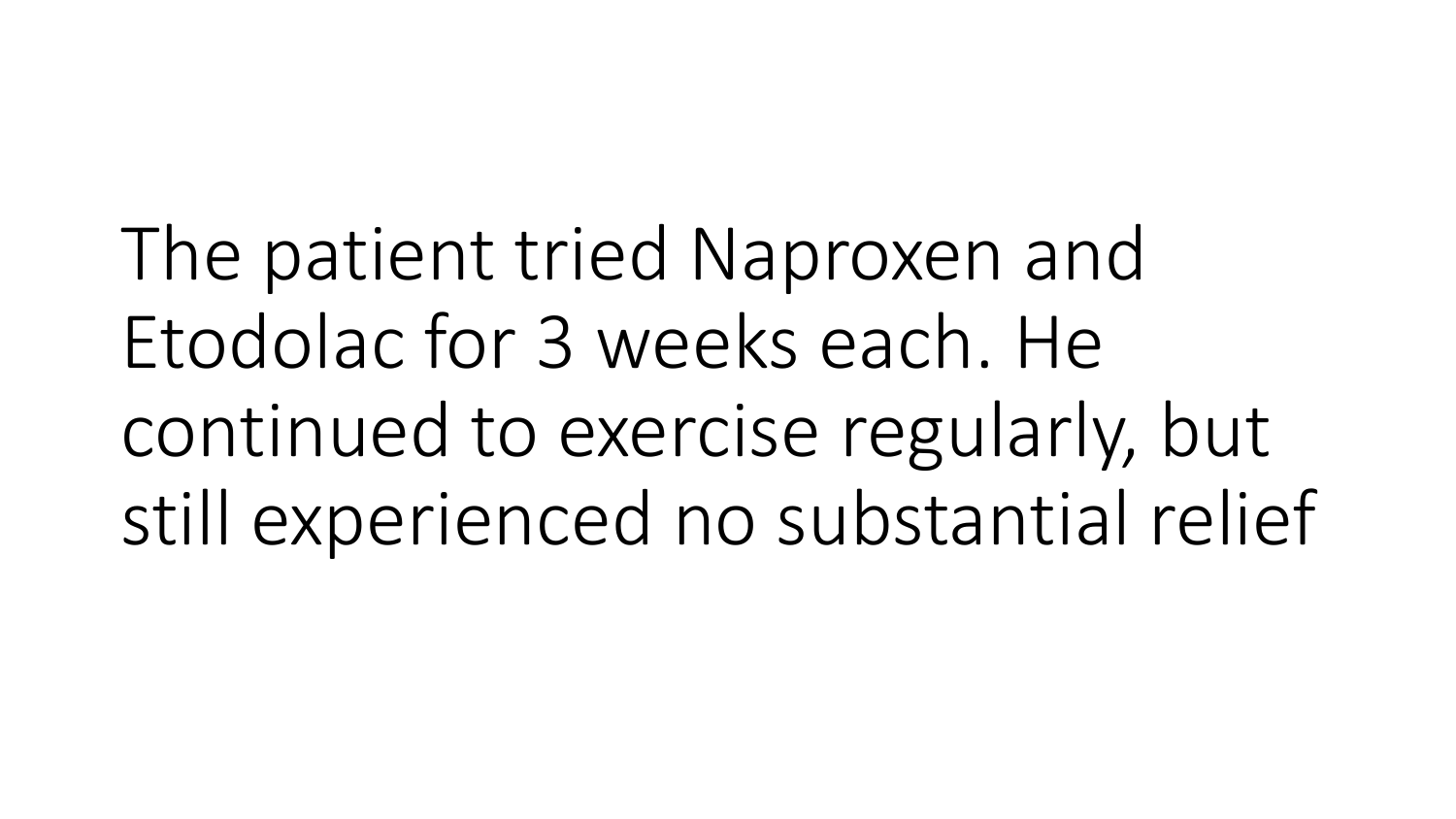The patient tried Naproxen and Etodolac for 3 weeks each. He continued to exercise regularly, but still experienced no substantial relief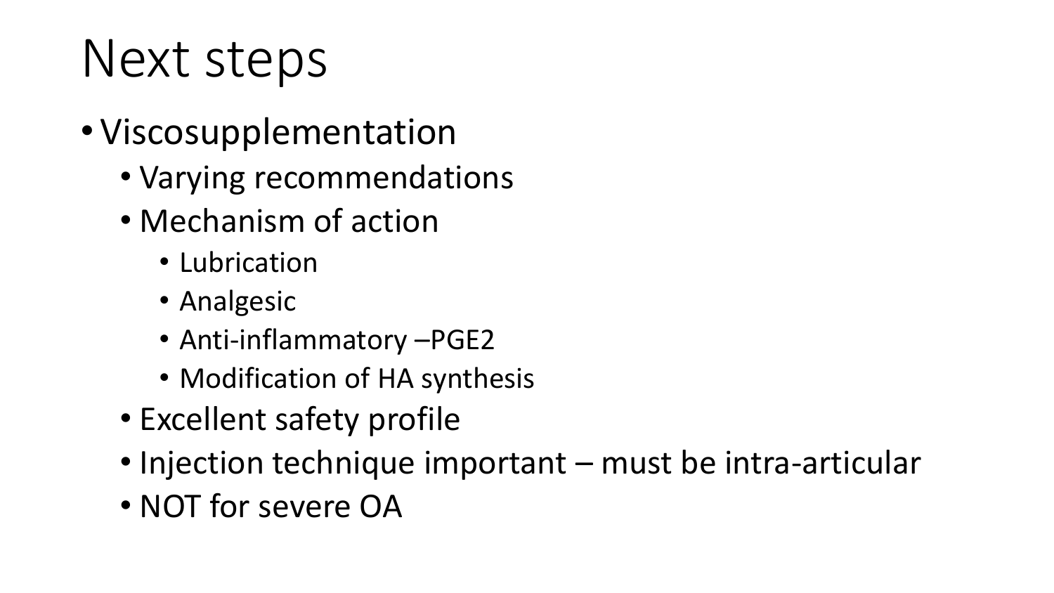# Next steps

- Viscosupplementation
  - Varying recommendations
  - Mechanism of action
    - Lubrication
    - Analgesic
    - Anti-inflammatory –PGE2
    - Modification of HA synthesis
  - Excellent safety profile
  - Injection technique important – must be intra-articular
  - NOT for severe OA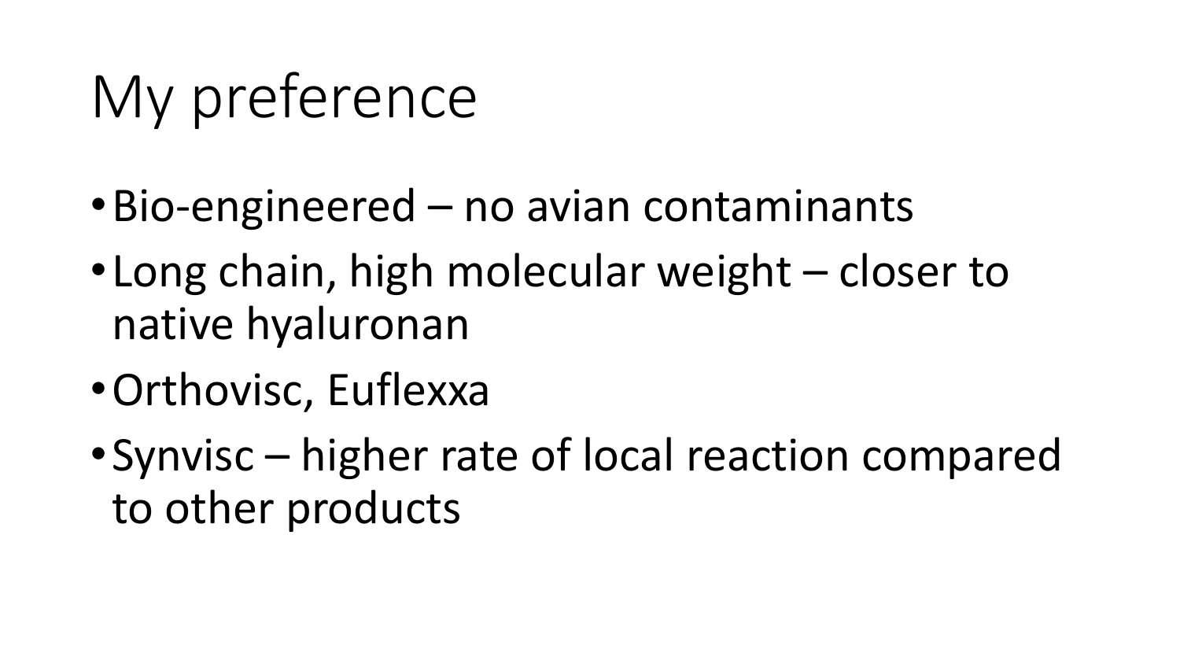# My preference

- Bio-engineered – no avian contaminants
- Long chain, high molecular weight – closer to native hyaluronan
- Orthovisc, Euflexxa
- Synvisc – higher rate of local reaction compared to other products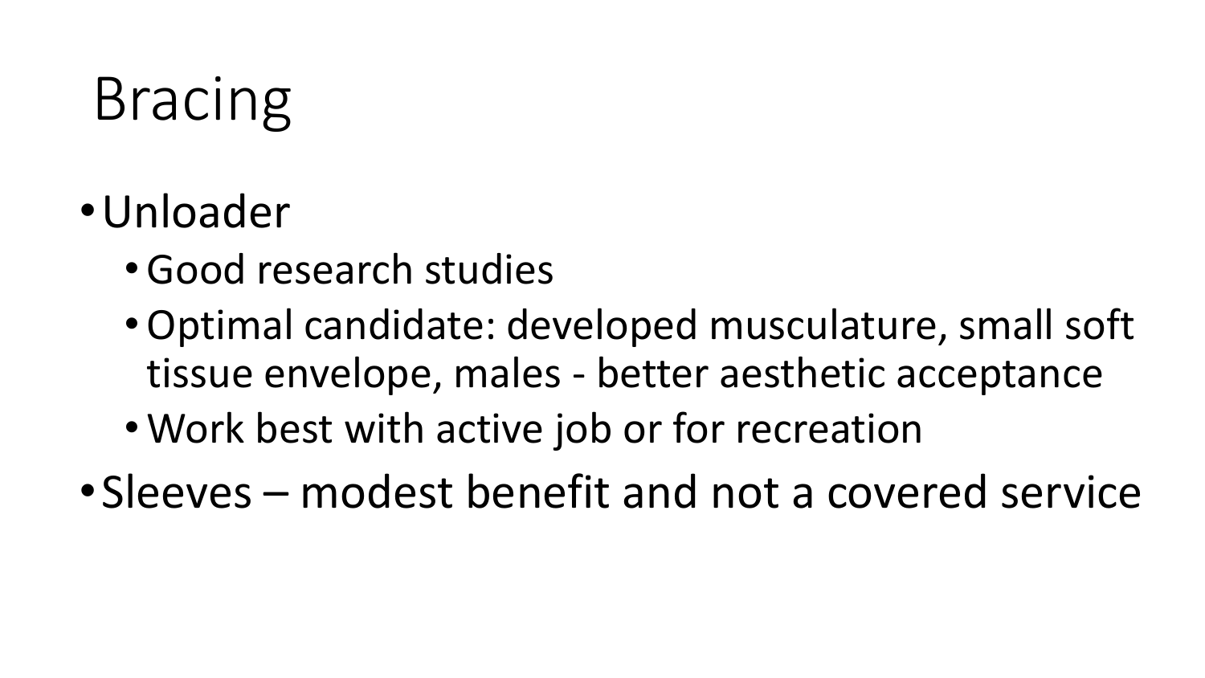# Bracing

- Unloader
  - Good research studies
  - Optimal candidate: developed musculature, small soft tissue envelope, males - better aesthetic acceptance
  - Work best with active job or for recreation
- Sleeves – modest benefit and not a covered service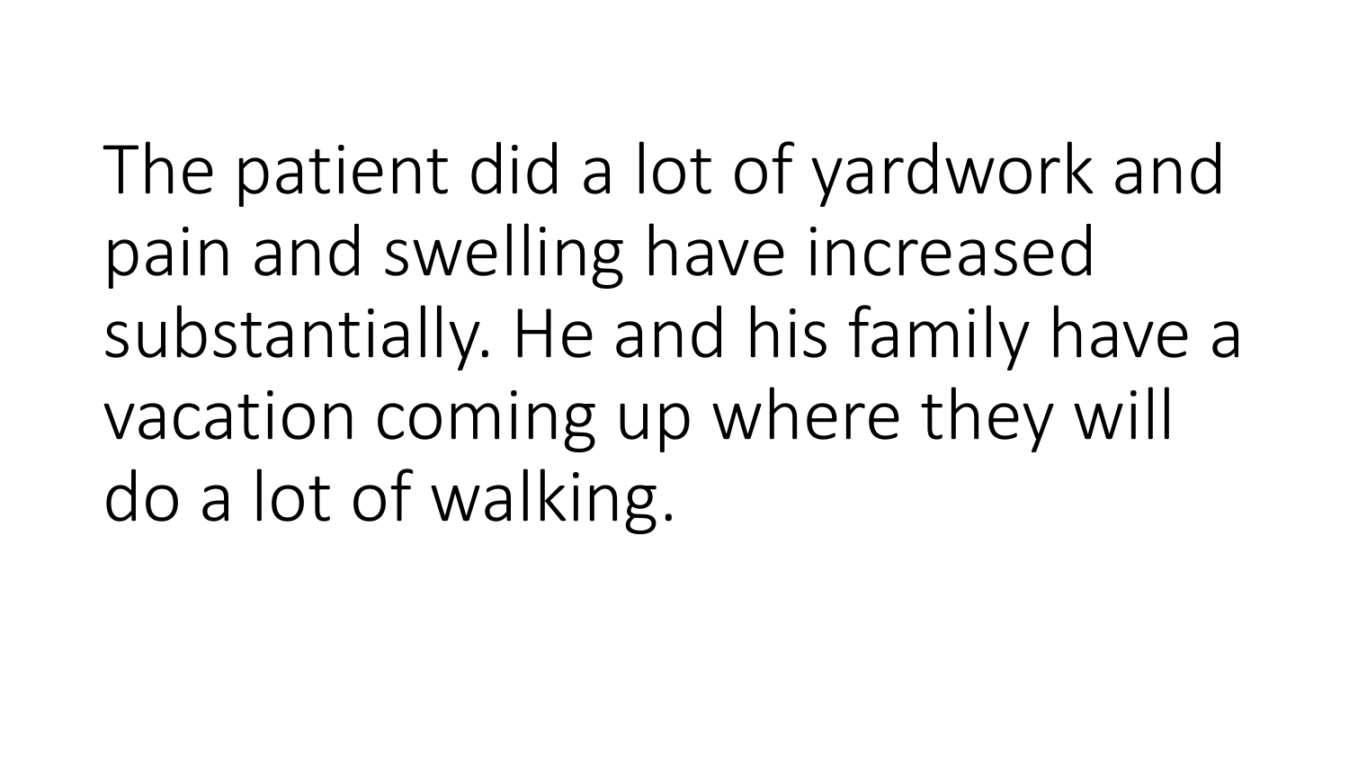The patient did a lot of yardwork and pain and swelling have increased substantially. He and his family have a vacation coming up where they will do a lot of walking.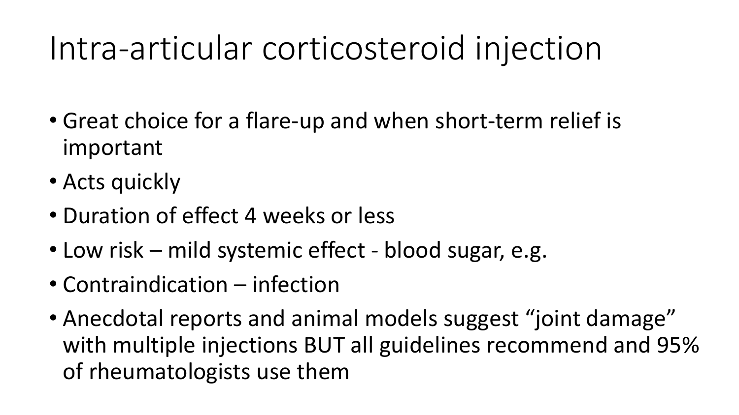# Intra-articular corticosteroid injection

- Great choice for a flare-up and when short-term relief is important
- Acts quickly
- Duration of effect 4 weeks or less
- Low risk – mild systemic effect - blood sugar, e.g.
- Contraindication – infection
- Anecdotal reports and animal models suggest "joint damage" with multiple injections BUT all guidelines recommend and 95% of rheumatologists use them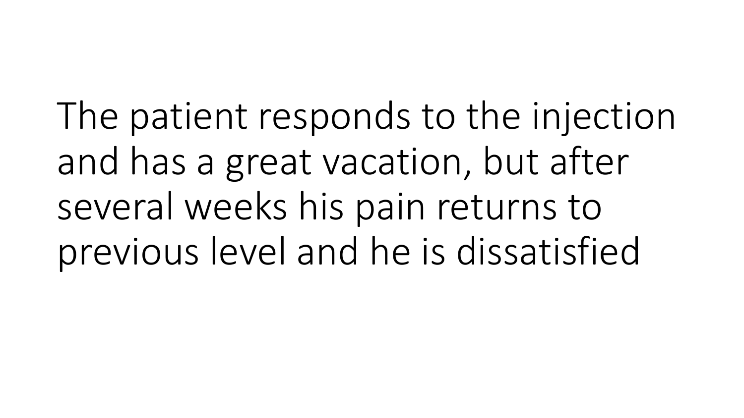The patient responds to the injection and has a great vacation, but after several weeks his pain returns to previous level and he is dissatisfied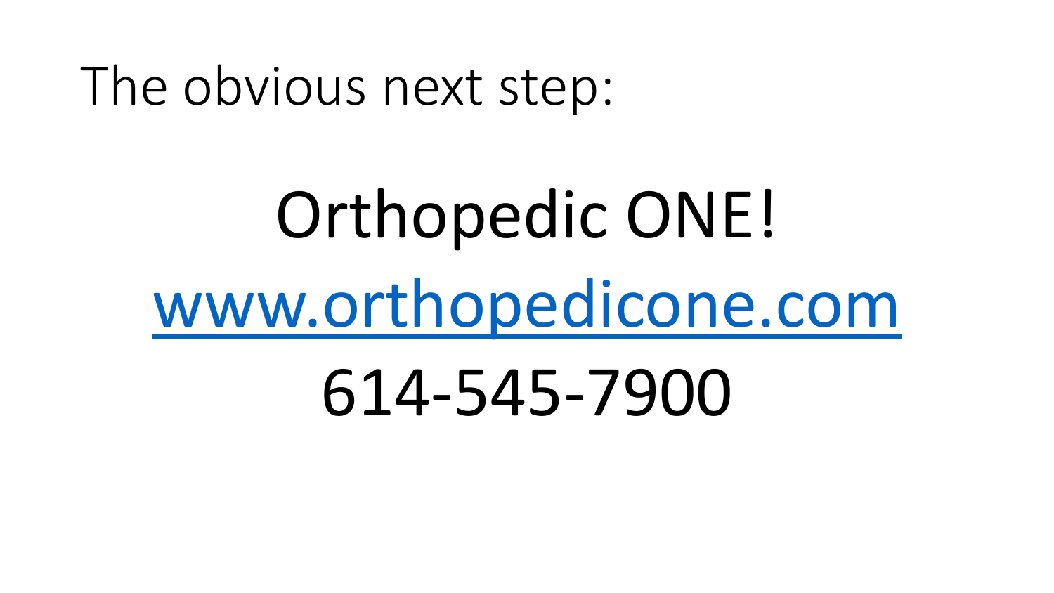# The obvious next step:

Orthopedic ONE!

[www.orthopedicone.com](http://www.orthopedicone.com)

614-545-7900